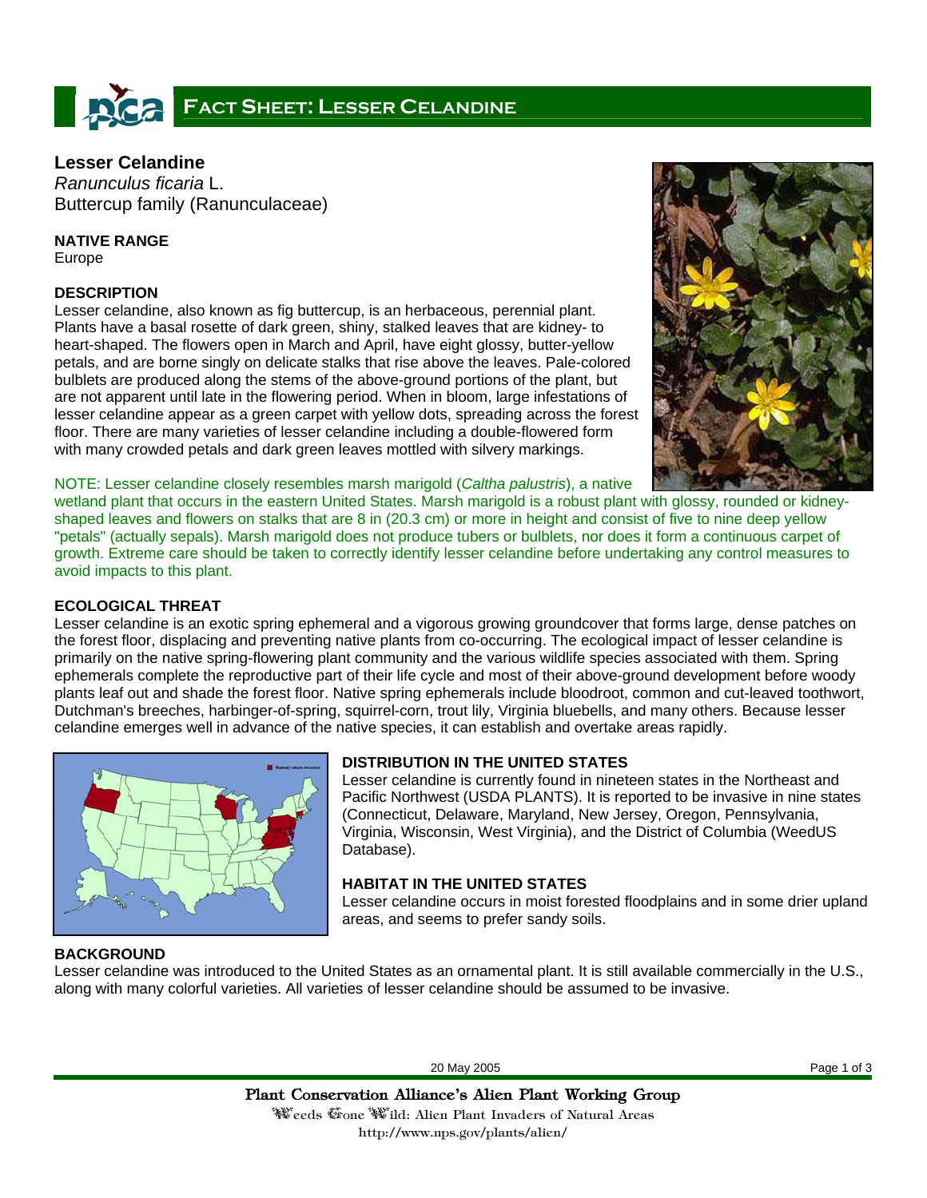# Fact Sheet: Lesser Celandine

## Lesser Celandine

*Ranunculus ficaria* L.
Buttercup family (Ranunculaceae)

### NATIVE RANGE

Europe

### DESCRIPTION

Lesser celandine, also known as fig buttercup, is an herbaceous, perennial plant. Plants have a basal rosette of dark green, shiny, stalked leaves that are kidney- to heart-shaped. The flowers open in March and April, have eight glossy, butter-yellow petals, and are borne singly on delicate stalks that rise above the leaves. Pale-colored bulblets are produced along the stems of the above-ground portions of the plant, but are not apparent until late in the flowering period. When in bloom, large infestations of lesser celandine appear as a green carpet with yellow dots, spreading across the forest floor. There are many varieties of lesser celandine including a double-flowered form with many crowded petals and dark green leaves mottled with silvery markings.

NOTE: Lesser celandine closely resembles marsh marigold (*Caltha palustris*), a native wetland plant that occurs in the eastern United States. Marsh marigold is a robust plant with glossy, rounded or kidney-shaped leaves and flowers on stalks that are 8 in (20.3 cm) or more in height and consist of five to nine deep yellow "petals" (actually sepals). Marsh marigold does not produce tubers or bulblets, nor does it form a continuous carpet of growth. Extreme care should be taken to correctly identify lesser celandine before undertaking any control measures to avoid impacts to this plant.

### ECOLOGICAL THREAT

Lesser celandine is an exotic spring ephemeral and a vigorous growing groundcover that forms large, dense patches on the forest floor, displacing and preventing native plants from co-occurring. The ecological impact of lesser celandine is primarily on the native spring-flowering plant community and the various wildlife species associated with them. Spring ephemerals complete the reproductive part of their life cycle and most of their above-ground development before woody plants leaf out and shade the forest floor. Native spring ephemerals include bloodroot, common and cut-leaved toothwort, Dutchman's breeches, harbinger-of-spring, squirrel-corn, trout lily, Virginia bluebells, and many others. Because lesser celandine emerges well in advance of the native species, it can establish and overtake areas rapidly.

### DISTRIBUTION IN THE UNITED STATES

Lesser celandine is currently found in nineteen states in the Northeast and Pacific Northwest (USDA PLANTS). It is reported to be invasive in nine states (Connecticut, Delaware, Maryland, New Jersey, Oregon, Pennsylvania, Virginia, Wisconsin, West Virginia), and the District of Columbia (WeedUS Database).

### HABITAT IN THE UNITED STATES

Lesser celandine occurs in moist forested floodplains and in some drier upland areas, and seems to prefer sandy soils.

### BACKGROUND

Lesser celandine was introduced to the United States as an ornamental plant. It is still available commercially in the U.S., along with many colorful varieties. All varieties of lesser celandine should be assumed to be invasive.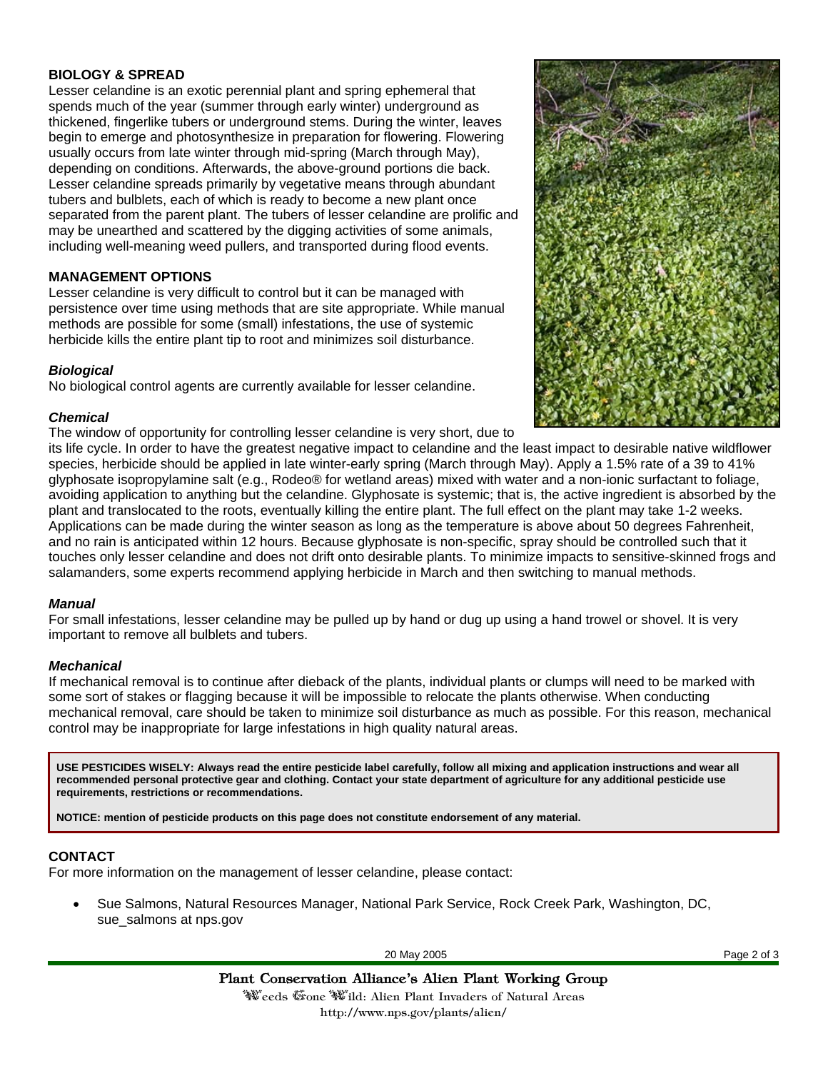## BIOLOGY & SPREAD

Lesser celandine is an exotic perennial plant and spring ephemeral that spends much of the year (summer through early winter) underground as thickened, fingerlike tubers or underground stems. During the winter, leaves begin to emerge and photosynthesize in preparation for flowering. Flowering usually occurs from late winter through mid-spring (March through May), depending on conditions. Afterwards, the above-ground portions die back. Lesser celandine spreads primarily by vegetative means through abundant tubers and bulblets, each of which is ready to become a new plant once separated from the parent plant. The tubers of lesser celandine are prolific and may be unearthed and scattered by the digging activities of some animals, including well-meaning weed pullers, and transported during flood events.

## MANAGEMENT OPTIONS

Lesser celandine is very difficult to control but it can be managed with persistence over time using methods that are site appropriate. While manual methods are possible for some (small) infestations, the use of systemic herbicide kills the entire plant tip to root and minimizes soil disturbance.

### *Biological*

No biological control agents are currently available for lesser celandine.

### *Chemical*

The window of opportunity for controlling lesser celandine is very short, due to its life cycle. In order to have the greatest negative impact to celandine and the least impact to desirable native wildflower species, herbicide should be applied in late winter-early spring (March through May). Apply a 1.5% rate of a 39 to 41% glyphosate isopropylamine salt (e.g., Rodeo® for wetland areas) mixed with water and a non-ionic surfactant to foliage, avoiding application to anything but the celandine. Glyphosate is systemic; that is, the active ingredient is absorbed by the plant and translocated to the roots, eventually killing the entire plant. The full effect on the plant may take 1-2 weeks. Applications can be made during the winter season as long as the temperature is above about 50 degrees Fahrenheit, and no rain is anticipated within 12 hours. Because glyphosate is non-specific, spray should be controlled such that it touches only lesser celandine and does not drift onto desirable plants. To minimize impacts to sensitive-skinned frogs and salamanders, some experts recommend applying herbicide in March and then switching to manual methods.

### *Manual*

For small infestations, lesser celandine may be pulled up by hand or dug up using a hand trowel or shovel. It is very important to remove all bulblets and tubers.

### *Mechanical*

If mechanical removal is to continue after dieback of the plants, individual plants or clumps will need to be marked with some sort of stakes or flagging because it will be impossible to relocate the plants otherwise. When conducting mechanical removal, care should be taken to minimize soil disturbance as much as possible. For this reason, mechanical control may be inappropriate for large infestations in high quality natural areas.

**USE PESTICIDES WISELY: Always read the entire pesticide label carefully, follow all mixing and application instructions and wear all recommended personal protective gear and clothing. Contact your state department of agriculture for any additional pesticide use requirements, restrictions or recommendations.**

**NOTICE: mention of pesticide products on this page does not constitute endorsement of any material.**

## CONTACT

For more information on the management of lesser celandine, please contact:

- Sue Salmons, Natural Resources Manager, National Park Service, Rock Creek Park, Washington, DC, sue_salmons at nps.gov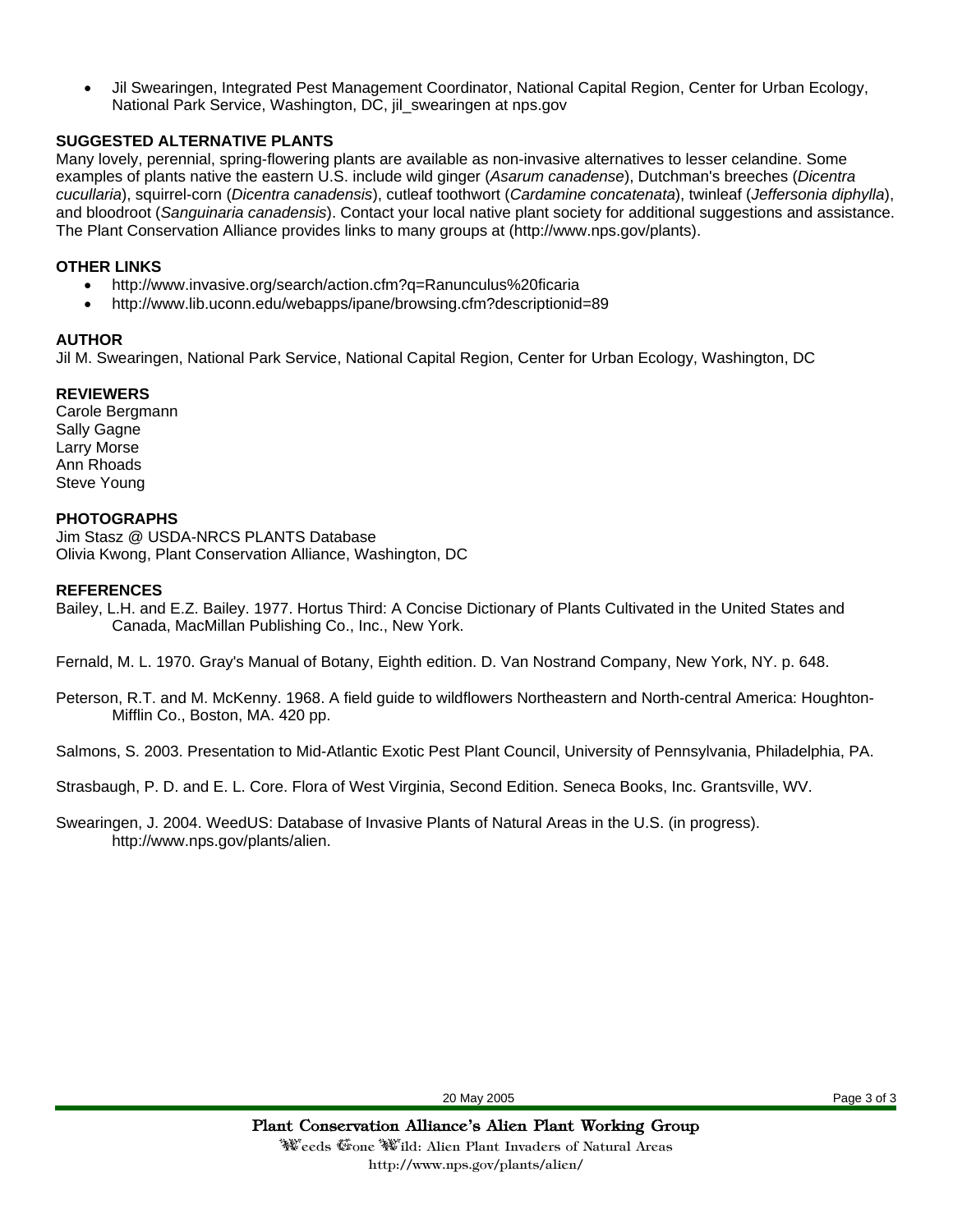- Jil Swearingen, Integrated Pest Management Coordinator, National Capital Region, Center for Urban Ecology, National Park Service, Washington, DC, jil_swearingen at nps.gov

**SUGGESTED ALTERNATIVE PLANTS**

Many lovely, perennial, spring-flowering plants are available as non-invasive alternatives to lesser celandine. Some examples of plants native the eastern U.S. include wild ginger (*Asarum canadense*), Dutchman's breeches (*Dicentra cucullaria*), squirrel-corn (*Dicentra canadensis*), cutleaf toothwort (*Cardamine concatenata*), twinleaf (*Jeffersonia diphylla*), and bloodroot (*Sanguinaria canadensis*). Contact your local native plant society for additional suggestions and assistance. The Plant Conservation Alliance provides links to many groups at (http://www.nps.gov/plants).

**OTHER LINKS**

- http://www.invasive.org/search/action.cfm?q=Ranunculus%20ficaria
- http://www.lib.uconn.edu/webapps/ipane/browsing.cfm?descriptionid=89

**AUTHOR**

Jil M. Swearingen, National Park Service, National Capital Region, Center for Urban Ecology, Washington, DC

**REVIEWERS**

Carole Bergmann
Sally Gagne
Larry Morse
Ann Rhoads
Steve Young

**PHOTOGRAPHS**

Jim Stasz @ USDA-NRCS PLANTS Database
Olivia Kwong, Plant Conservation Alliance, Washington, DC

**REFERENCES**

Bailey, L.H. and E.Z. Bailey. 1977. Hortus Third: A Concise Dictionary of Plants Cultivated in the United States and Canada, MacMillan Publishing Co., Inc., New York.

Fernald, M. L. 1970. Gray's Manual of Botany, Eighth edition. D. Van Nostrand Company, New York, NY. p. 648.

Peterson, R.T. and M. McKenny. 1968. A field guide to wildflowers Northeastern and North-central America: Houghton-Mifflin Co., Boston, MA. 420 pp.

Salmons, S. 2003. Presentation to Mid-Atlantic Exotic Pest Plant Council, University of Pennsylvania, Philadelphia, PA.

Strasbaugh, P. D. and E. L. Core. Flora of West Virginia, Second Edition. Seneca Books, Inc. Grantsville, WV.

Swearingen, J. 2004. WeedUS: Database of Invasive Plants of Natural Areas in the U.S. (in progress). http://www.nps.gov/plants/alien.